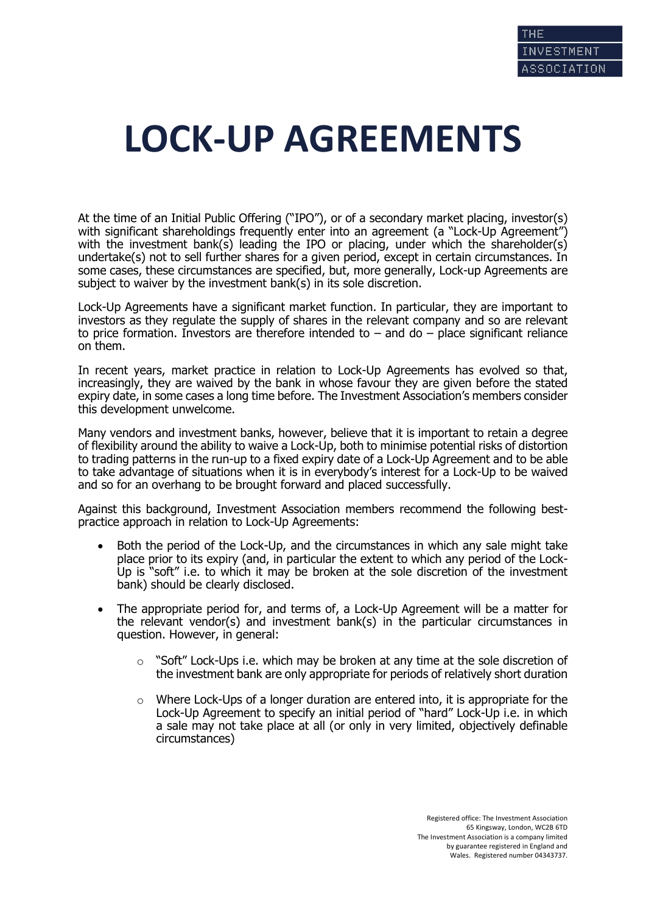# LOCK-UP AGREEMENTS

At the time of an Initial Public Offering ("IPO"), or of a secondary market placing, investor(s) with significant shareholdings frequently enter into an agreement (a "Lock-Up Agreement") with the investment bank(s) leading the IPO or placing, under which the shareholder(s) undertake(s) not to sell further shares for a given period, except in certain circumstances. In some cases, these circumstances are specified, but, more generally, Lock-up Agreements are subject to waiver by the investment bank(s) in its sole discretion.

Lock-Up Agreements have a significant market function. In particular, they are important to investors as they regulate the supply of shares in the relevant company and so are relevant to price formation. Investors are therefore intended to – and do – place significant reliance on them.

In recent years, market practice in relation to Lock-Up Agreements has evolved so that, increasingly, they are waived by the bank in whose favour they are given before the stated expiry date, in some cases a long time before. The Investment Association's members consider this development unwelcome.

Many vendors and investment banks, however, believe that it is important to retain a degree of flexibility around the ability to waive a Lock-Up, both to minimise potential risks of distortion to trading patterns in the run-up to a fixed expiry date of a Lock-Up Agreement and to be able to take advantage of situations when it is in everybody's interest for a Lock-Up to be waived and so for an overhang to be brought forward and placed successfully.

Against this background, Investment Association members recommend the following best-practice approach in relation to Lock-Up Agreements:

- Both the period of the Lock-Up, and the circumstances in which any sale might take place prior to its expiry (and, in particular the extent to which any period of the Lock-Up is "soft" i.e. to which it may be broken at the sole discretion of the investment bank) should be clearly disclosed.
- The appropriate period for, and terms of, a Lock-Up Agreement will be a matter for the relevant vendor(s) and investment bank(s) in the particular circumstances in question. However, in general:
    - "Soft" Lock-Ups i.e. which may be broken at any time at the sole discretion of the investment bank are only appropriate for periods of relatively short duration
    - Where Lock-Ups of a longer duration are entered into, it is appropriate for the Lock-Up Agreement to specify an initial period of "hard" Lock-Up i.e. in which a sale may not take place at all (or only in very limited, objectively definable circumstances)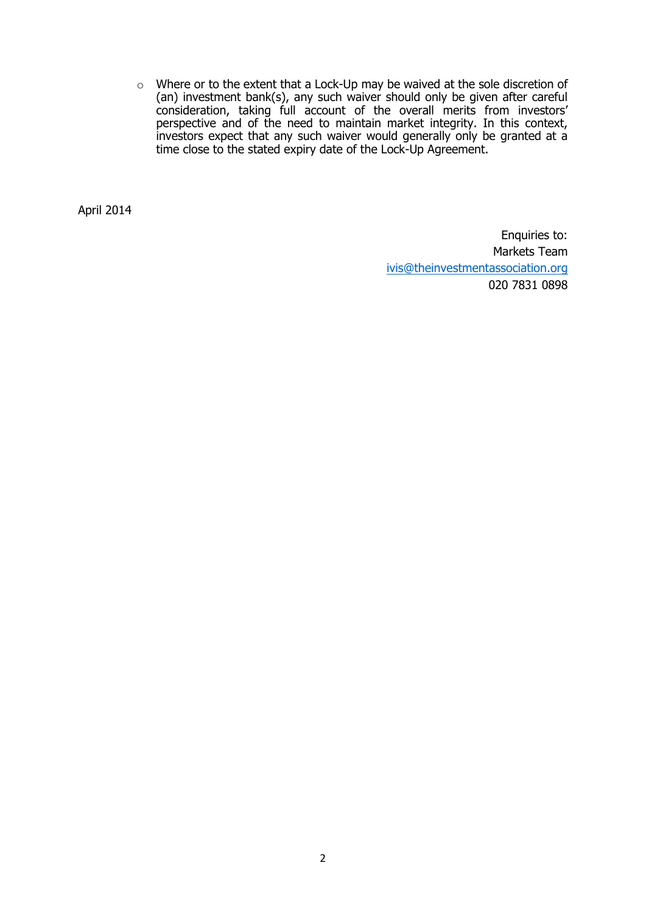- Where or to the extent that a Lock-Up may be waived at the sole discretion of (an) investment bank(s), any such waiver should only be given after careful consideration, taking full account of the overall merits from investors' perspective and of the need to maintain market integrity. In this context, investors expect that any such waiver would generally only be granted at a time close to the stated expiry date of the Lock-Up Agreement.

April 2014

Enquiries to:
Markets Team
ivis@theinvestmentassociation.org
020 7831 0898